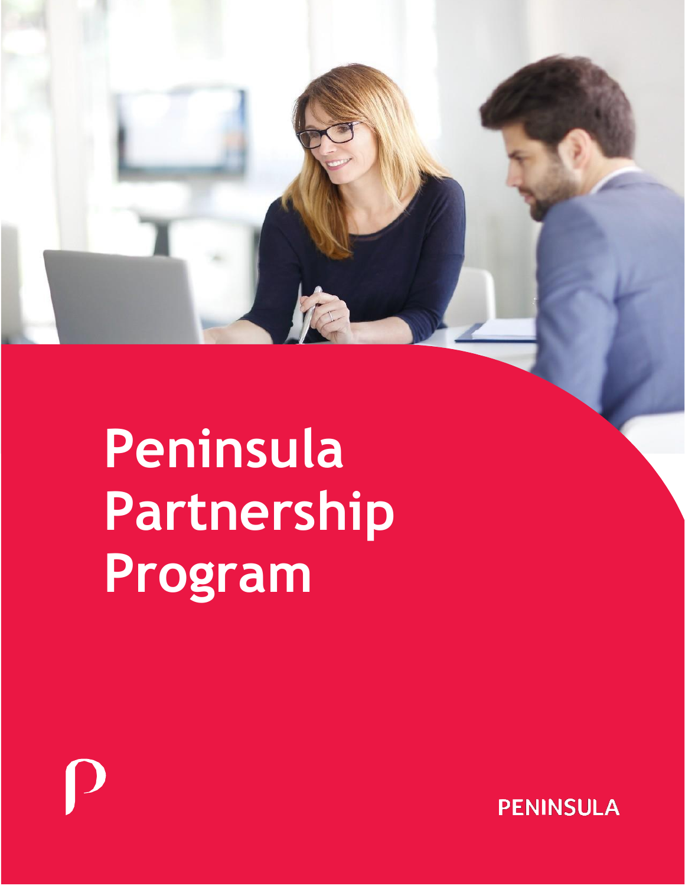# Peninsula Partnership Program

PENINSULA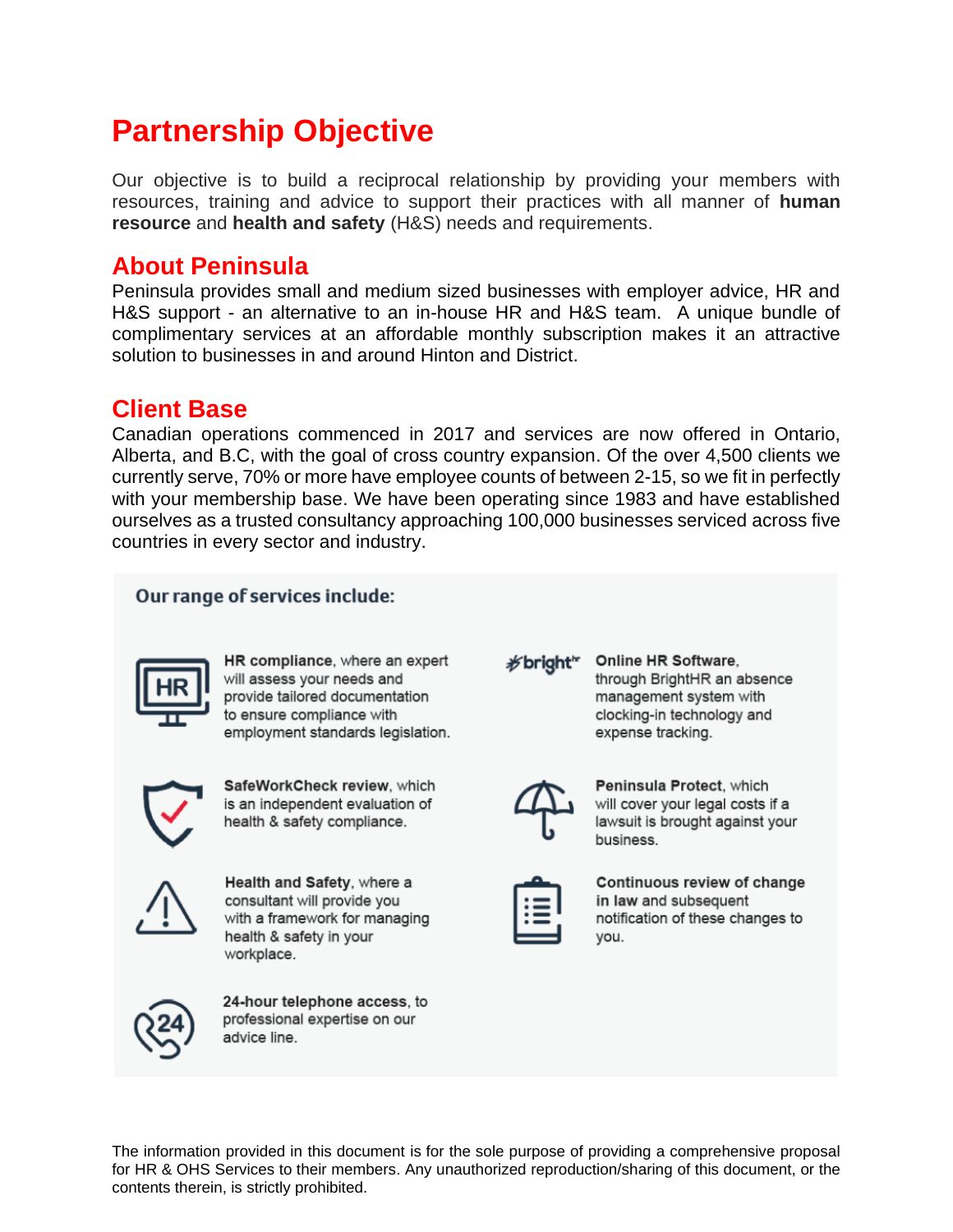# Partnership Objective

Our objective is to build a reciprocal relationship by providing your members with resources, training and advice to support their practices with all manner of **human resource** and **health and safety** (H&S) needs and requirements.

## About Peninsula

Peninsula provides small and medium sized businesses with employer advice, HR and H&S support - an alternative to an in-house HR and H&S team. A unique bundle of complimentary services at an affordable monthly subscription makes it an attractive solution to businesses in and around Hinton and District.

## Client Base

Canadian operations commenced in 2017 and services are now offered in Ontario, Alberta, and B.C, with the goal of cross country expansion. Of the over 4,500 clients we currently serve, 70% or more have employee counts of between 2-15, so we fit in perfectly with your membership base. We have been operating since 1983 and have established ourselves as a trusted consultancy approaching 100,000 businesses serviced across five countries in every sector and industry.

### Our range of services include:

- **HR compliance**, where an expert will assess your needs and provide tailored documentation to ensure compliance with employment standards legislation.
- **SafeWorkCheck review**, which is an independent evaluation of health & safety compliance.
- **Health and Safety**, where a consultant will provide you with a framework for managing health & safety in your workplace.
- **24-hour telephone access**, to professional expertise on our advice line.
- **Online HR Software**, through BrightHR an absence management system with clocking-in technology and expense tracking.
- **Peninsula Protect**, which will cover your legal costs if a lawsuit is brought against your business.
- **Continuous review of change in law** and subsequent notification of these changes to you.

The information provided in this document is for the sole purpose of providing a comprehensive proposal for HR & OHS Services to their members. Any unauthorized reproduction/sharing of this document, or the contents therein, is strictly prohibited.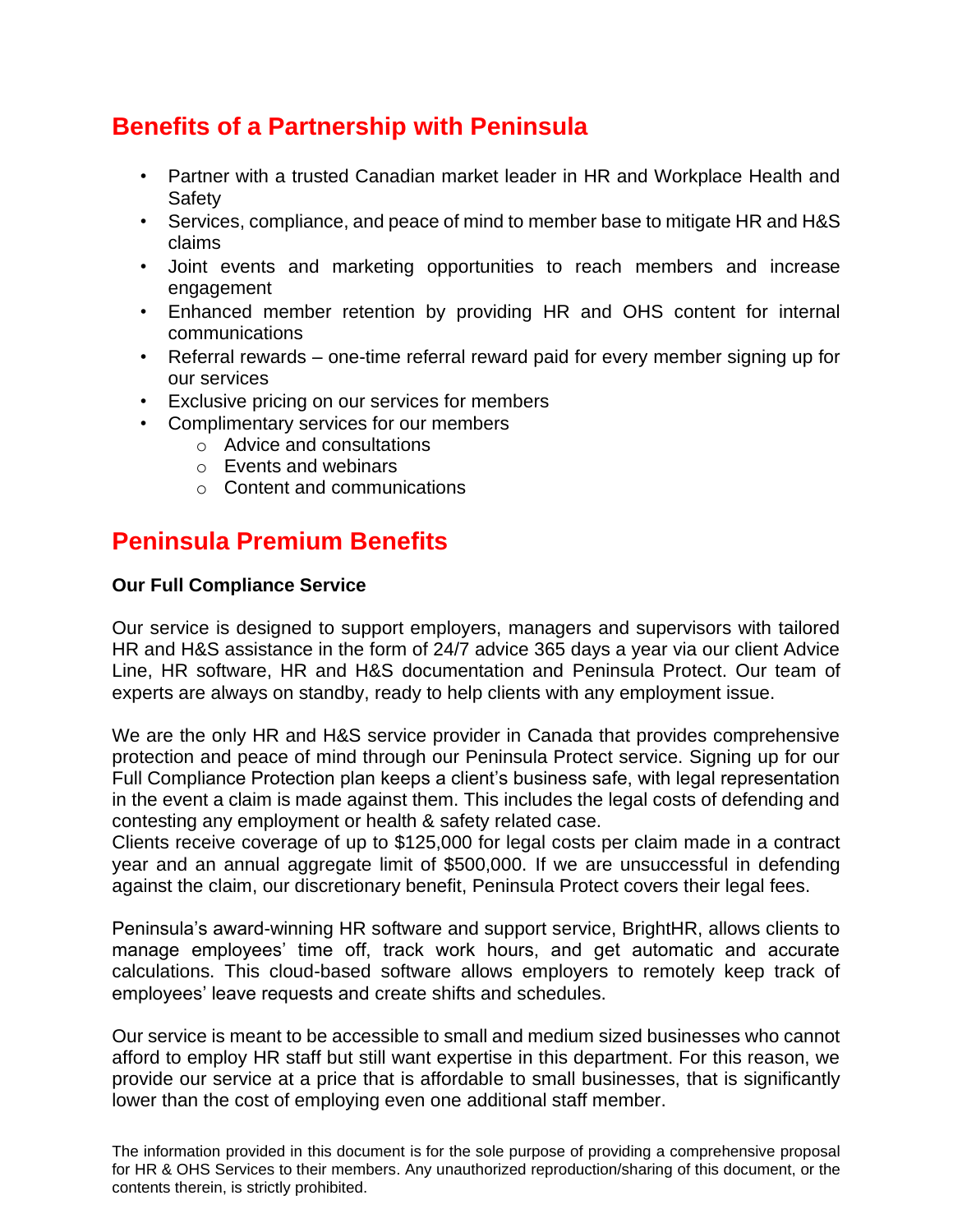## Benefits of a Partnership with Peninsula

- Partner with a trusted Canadian market leader in HR and Workplace Health and Safety
- Services, compliance, and peace of mind to member base to mitigate HR and H&S claims
- Joint events and marketing opportunities to reach members and increase engagement
- Enhanced member retention by providing HR and OHS content for internal communications
- Referral rewards – one-time referral reward paid for every member signing up for our services
- Exclusive pricing on our services for members
- Complimentary services for our members
  - Advice and consultations
  - Events and webinars
  - Content and communications

## Peninsula Premium Benefits

**Our Full Compliance Service**

Our service is designed to support employers, managers and supervisors with tailored HR and H&S assistance in the form of 24/7 advice 365 days a year via our client Advice Line, HR software, HR and H&S documentation and Peninsula Protect. Our team of experts are always on standby, ready to help clients with any employment issue.

We are the only HR and H&S service provider in Canada that provides comprehensive protection and peace of mind through our Peninsula Protect service. Signing up for our Full Compliance Protection plan keeps a client's business safe, with legal representation in the event a claim is made against them. This includes the legal costs of defending and contesting any employment or health & safety related case.
Clients receive coverage of up to $125,000 for legal costs per claim made in a contract year and an annual aggregate limit of $500,000. If we are unsuccessful in defending against the claim, our discretionary benefit, Peninsula Protect covers their legal fees.

Peninsula's award-winning HR software and support service, BrightHR, allows clients to manage employees' time off, track work hours, and get automatic and accurate calculations. This cloud-based software allows employers to remotely keep track of employees' leave requests and create shifts and schedules.

Our service is meant to be accessible to small and medium sized businesses who cannot afford to employ HR staff but still want expertise in this department. For this reason, we provide our service at a price that is affordable to small businesses, that is significantly lower than the cost of employing even one additional staff member.

The information provided in this document is for the sole purpose of providing a comprehensive proposal for HR & OHS Services to their members. Any unauthorized reproduction/sharing of this document, or the contents therein, is strictly prohibited.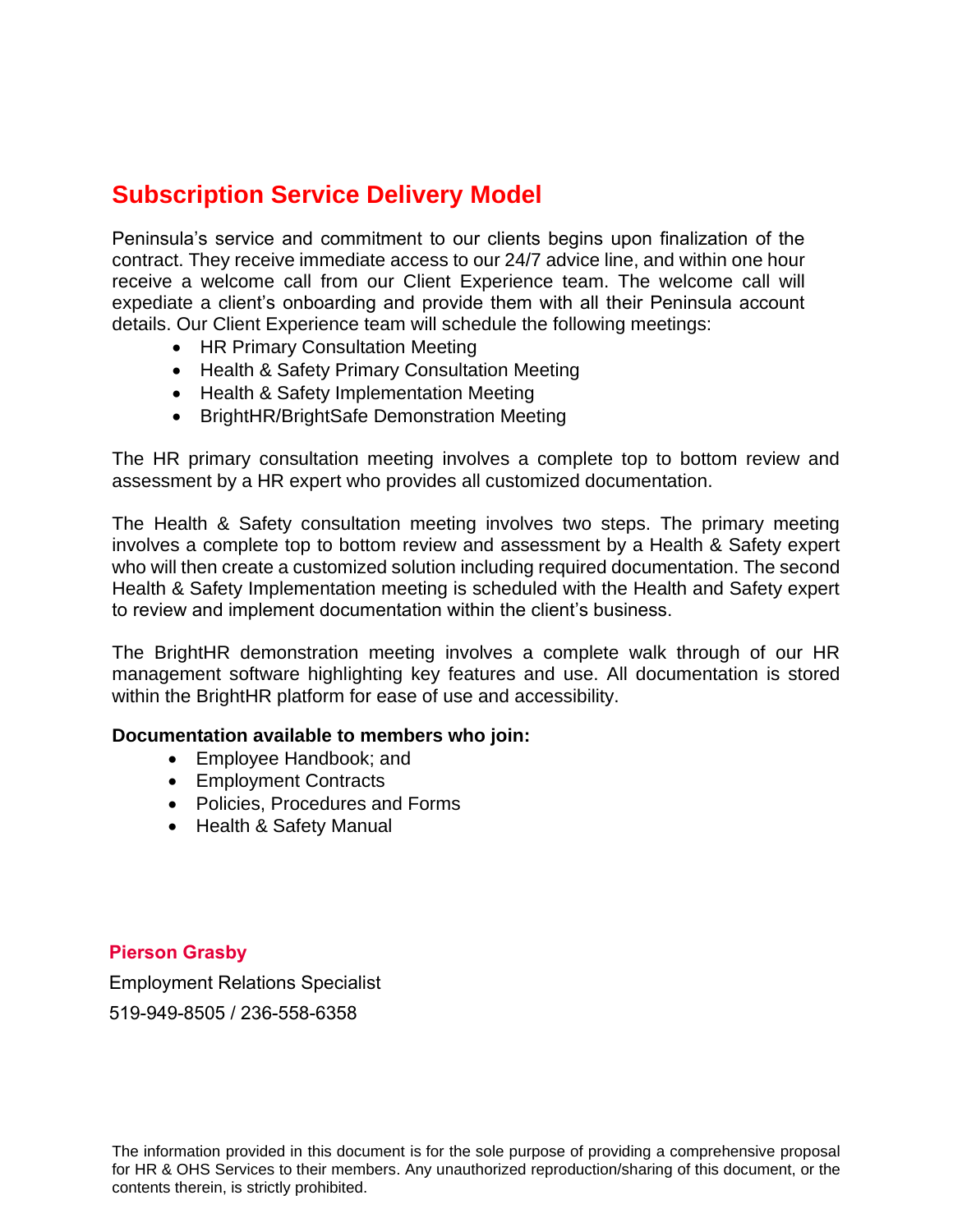## Subscription Service Delivery Model

Peninsula's service and commitment to our clients begins upon finalization of the contract. They receive immediate access to our 24/7 advice line, and within one hour receive a welcome call from our Client Experience team. The welcome call will expedite a client's onboarding and provide them with all their Peninsula account details. Our Client Experience team will schedule the following meetings:

- HR Primary Consultation Meeting
- Health & Safety Primary Consultation Meeting
- Health & Safety Implementation Meeting
- BrightHR/BrightSafe Demonstration Meeting

The HR primary consultation meeting involves a complete top to bottom review and assessment by a HR expert who provides all customized documentation.

The Health & Safety consultation meeting involves two steps. The primary meeting involves a complete top to bottom review and assessment by a Health & Safety expert who will then create a customized solution including required documentation. The second Health & Safety Implementation meeting is scheduled with the Health and Safety expert to review and implement documentation within the client's business.

The BrightHR demonstration meeting involves a complete walk through of our HR management software highlighting key features and use. All documentation is stored within the BrightHR platform for ease of use and accessibility.

**Documentation available to members who join:**

- Employee Handbook; and
- Employment Contracts
- Policies, Procedures and Forms
- Health & Safety Manual

**Pierson Grasby**

Employment Relations Specialist

519-949-8505 / 236-558-6358

The information provided in this document is for the sole purpose of providing a comprehensive proposal for HR & OHS Services to their members. Any unauthorized reproduction/sharing of this document, or the contents therein, is strictly prohibited.